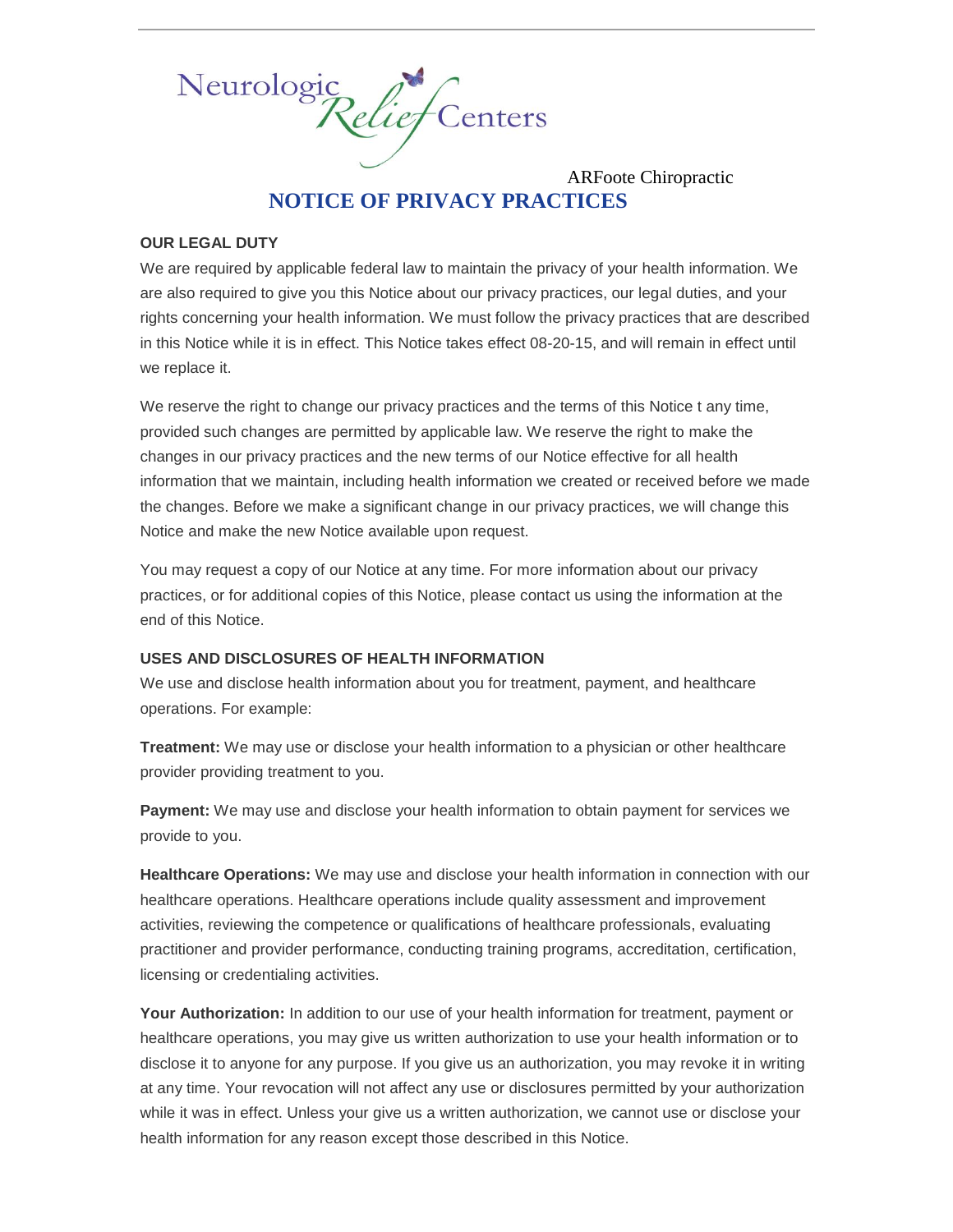Neurologic Relief Centers

ARFoote Chiropractic

# NOTICE OF PRIVACY PRACTICES

**OUR LEGAL DUTY**

We are required by applicable federal law to maintain the privacy of your health information. We are also required to give you this Notice about our privacy practices, our legal duties, and your rights concerning your health information. We must follow the privacy practices that are described in this Notice while it is in effect. This Notice takes effect 08-20-15, and will remain in effect until we replace it.

We reserve the right to change our privacy practices and the terms of this Notice t any time, provided such changes are permitted by applicable law. We reserve the right to make the changes in our privacy practices and the new terms of our Notice effective for all health information that we maintain, including health information we created or received before we made the changes. Before we make a significant change in our privacy practices, we will change this Notice and make the new Notice available upon request.

You may request a copy of our Notice at any time. For more information about our privacy practices, or for additional copies of this Notice, please contact us using the information at the end of this Notice.

**USES AND DISCLOSURES OF HEALTH INFORMATION**

We use and disclose health information about you for treatment, payment, and healthcare operations. For example:

**Treatment:** We may use or disclose your health information to a physician or other healthcare provider providing treatment to you.

**Payment:** We may use and disclose your health information to obtain payment for services we provide to you.

**Healthcare Operations:** We may use and disclose your health information in connection with our healthcare operations. Healthcare operations include quality assessment and improvement activities, reviewing the competence or qualifications of healthcare professionals, evaluating practitioner and provider performance, conducting training programs, accreditation, certification, licensing or credentialing activities.

**Your Authorization:** In addition to our use of your health information for treatment, payment or healthcare operations, you may give us written authorization to use your health information or to disclose it to anyone for any purpose. If you give us an authorization, you may revoke it in writing at any time. Your revocation will not affect any use or disclosures permitted by your authorization while it was in effect. Unless your give us a written authorization, we cannot use or disclose your health information for any reason except those described in this Notice.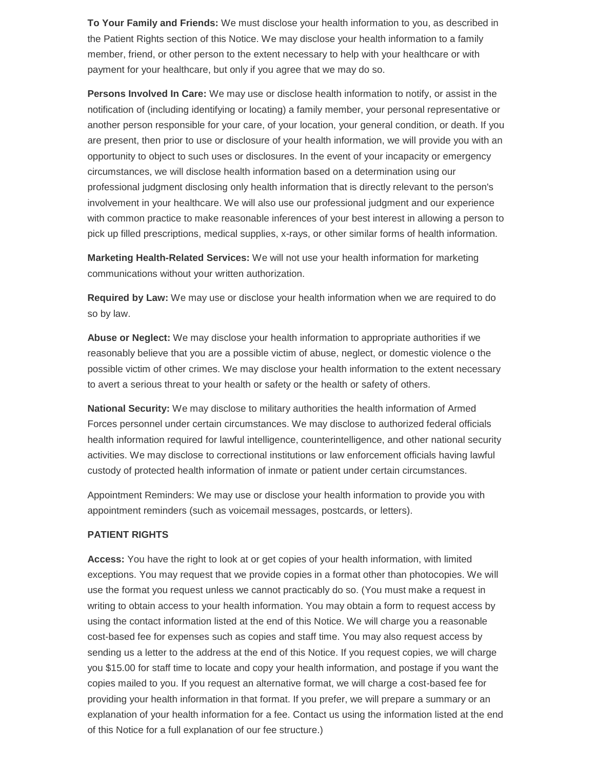**To Your Family and Friends:** We must disclose your health information to you, as described in the Patient Rights section of this Notice. We may disclose your health information to a family member, friend, or other person to the extent necessary to help with your healthcare or with payment for your healthcare, but only if you agree that we may do so.

**Persons Involved In Care:** We may use or disclose health information to notify, or assist in the notification of (including identifying or locating) a family member, your personal representative or another person responsible for your care, of your location, your general condition, or death. If you are present, then prior to use or disclosure of your health information, we will provide you with an opportunity to object to such uses or disclosures. In the event of your incapacity or emergency circumstances, we will disclose health information based on a determination using our professional judgment disclosing only health information that is directly relevant to the person's involvement in your healthcare. We will also use our professional judgment and our experience with common practice to make reasonable inferences of your best interest in allowing a person to pick up filled prescriptions, medical supplies, x-rays, or other similar forms of health information.

**Marketing Health-Related Services:** We will not use your health information for marketing communications without your written authorization.

**Required by Law:** We may use or disclose your health information when we are required to do so by law.

**Abuse or Neglect:** We may disclose your health information to appropriate authorities if we reasonably believe that you are a possible victim of abuse, neglect, or domestic violence o the possible victim of other crimes. We may disclose your health information to the extent necessary to avert a serious threat to your health or safety or the health or safety of others.

**National Security:** We may disclose to military authorities the health information of Armed Forces personnel under certain circumstances. We may disclose to authorized federal officials health information required for lawful intelligence, counterintelligence, and other national security activities. We may disclose to correctional institutions or law enforcement officials having lawful custody of protected health information of inmate or patient under certain circumstances.

Appointment Reminders: We may use or disclose your health information to provide you with appointment reminders (such as voicemail messages, postcards, or letters).

**PATIENT RIGHTS**

**Access:** You have the right to look at or get copies of your health information, with limited exceptions. You may request that we provide copies in a format other than photocopies. We will use the format you request unless we cannot practicably do so. (You must make a request in writing to obtain access to your health information. You may obtain a form to request access by using the contact information listed at the end of this Notice. We will charge you a reasonable cost-based fee for expenses such as copies and staff time. You may also request access by sending us a letter to the address at the end of this Notice. If you request copies, we will charge you $15.00 for staff time to locate and copy your health information, and postage if you want the copies mailed to you. If you request an alternative format, we will charge a cost-based fee for providing your health information in that format. If you prefer, we will prepare a summary or an explanation of your health information for a fee. Contact us using the information listed at the end of this Notice for a full explanation of our fee structure.)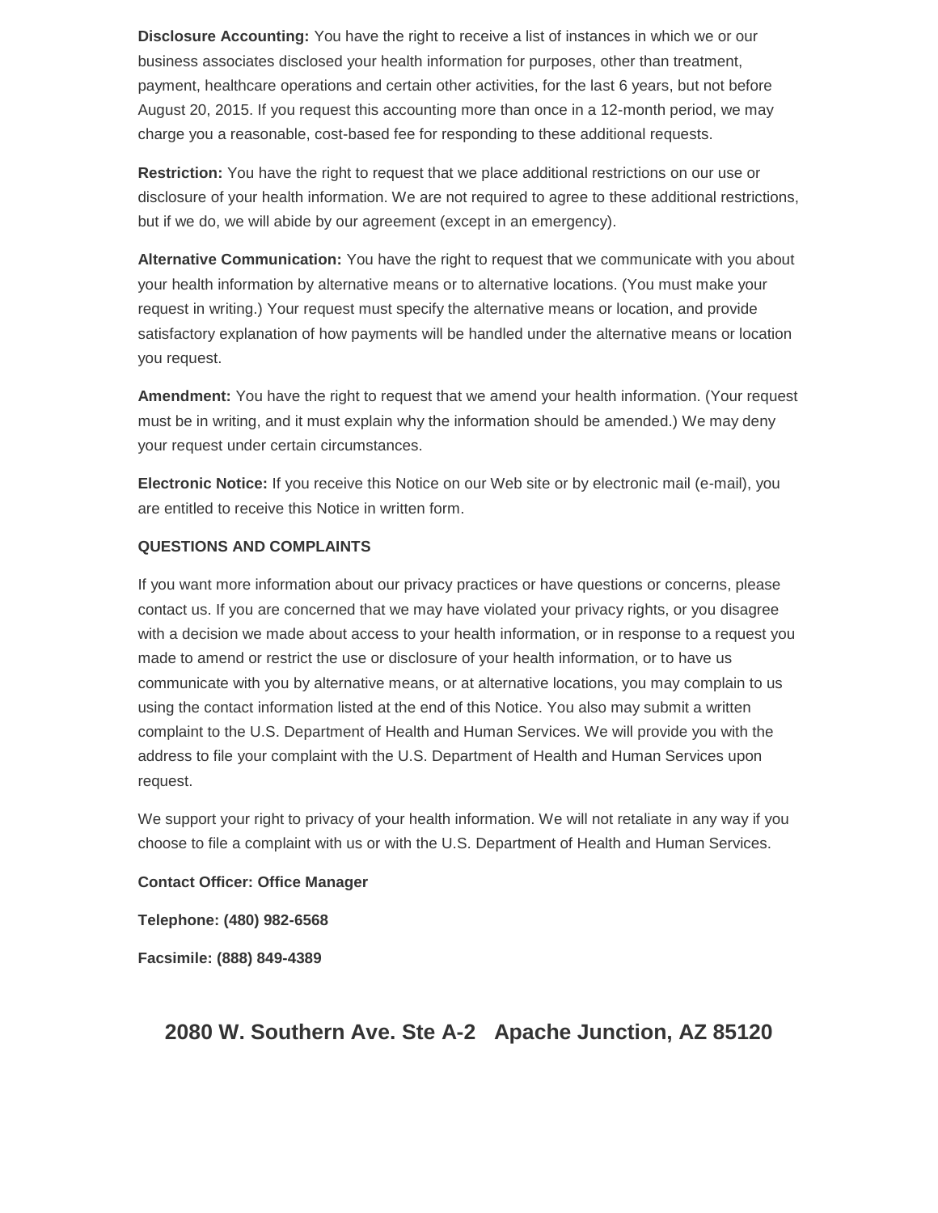**Disclosure Accounting:** You have the right to receive a list of instances in which we or our business associates disclosed your health information for purposes, other than treatment, payment, healthcare operations and certain other activities, for the last 6 years, but not before August 20, 2015. If you request this accounting more than once in a 12-month period, we may charge you a reasonable, cost-based fee for responding to these additional requests.

**Restriction:** You have the right to request that we place additional restrictions on our use or disclosure of your health information. We are not required to agree to these additional restrictions, but if we do, we will abide by our agreement (except in an emergency).

**Alternative Communication:** You have the right to request that we communicate with you about your health information by alternative means or to alternative locations. (You must make your request in writing.) Your request must specify the alternative means or location, and provide satisfactory explanation of how payments will be handled under the alternative means or location you request.

**Amendment:** You have the right to request that we amend your health information. (Your request must be in writing, and it must explain why the information should be amended.) We may deny your request under certain circumstances.

**Electronic Notice:** If you receive this Notice on our Web site or by electronic mail (e-mail), you are entitled to receive this Notice in written form.

**QUESTIONS AND COMPLAINTS**

If you want more information about our privacy practices or have questions or concerns, please contact us. If you are concerned that we may have violated your privacy rights, or you disagree with a decision we made about access to your health information, or in response to a request you made to amend or restrict the use or disclosure of your health information, or to have us communicate with you by alternative means, or at alternative locations, you may complain to us using the contact information listed at the end of this Notice. You also may submit a written complaint to the U.S. Department of Health and Human Services. We will provide you with the address to file your complaint with the U.S. Department of Health and Human Services upon request.

We support your right to privacy of your health information. We will not retaliate in any way if you choose to file a complaint with us or with the U.S. Department of Health and Human Services.

**Contact Officer: Office Manager**

**Telephone: (480) 982-6568**

**Facsimile: (888) 849-4389**

## 2080 W. Southern Ave. Ste A-2 Apache Junction, AZ 85120